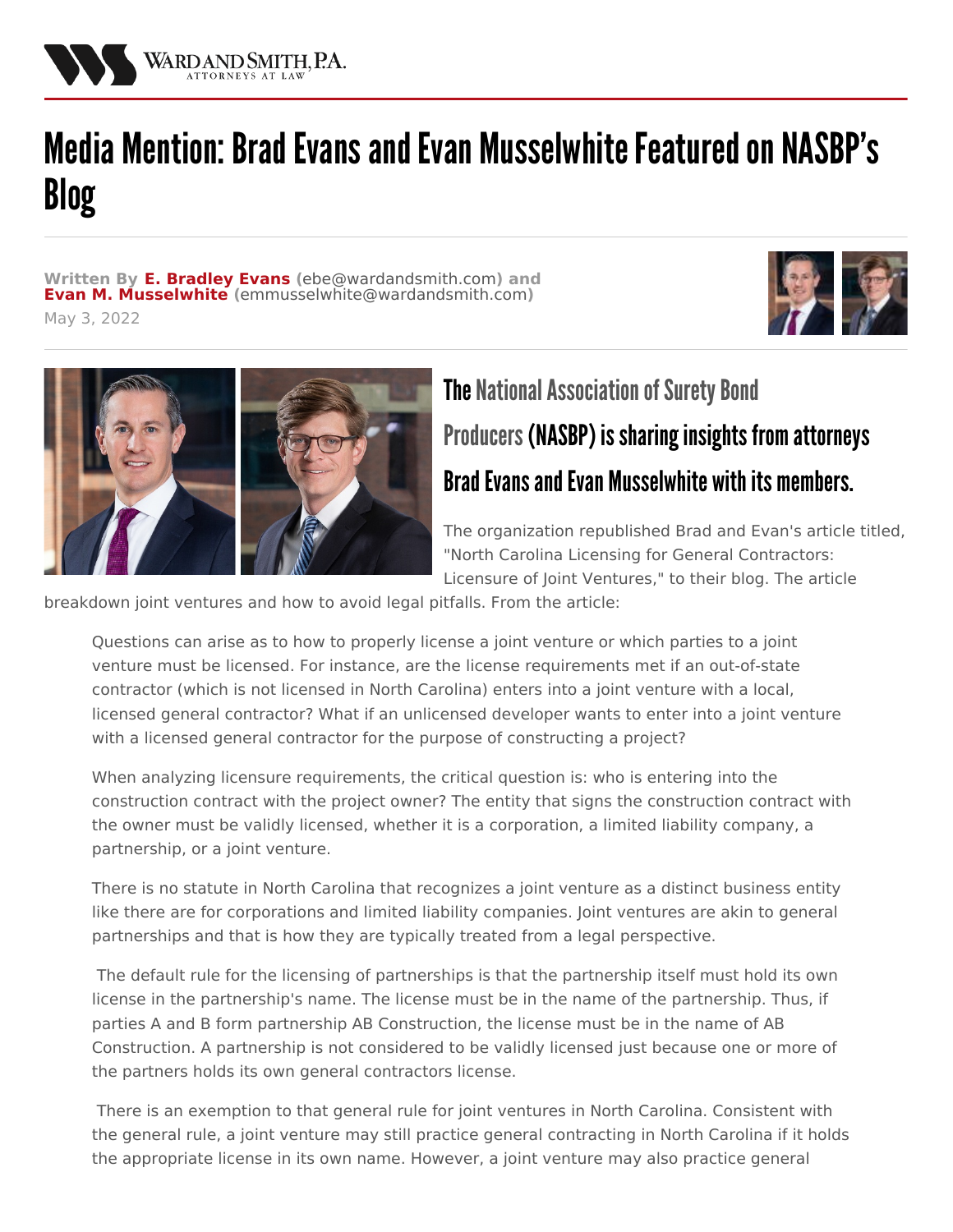WARD AND SMITH, P.A.
ATTORNEYS AT LAW

# Media Mention: Brad Evans and Evan Musselwhite Featured on NASBP's Blog

**Written By E. Bradley Evans (ebe@wardandsmith.com) and Evan M. Musselwhite (emmusselwhite@wardandsmith.com)**

May 3, 2022

## The National Association of Surety Bond Producers (NASBP) is sharing insights from attorneys Brad Evans and Evan Musselwhite with its members.

The organization republished Brad and Evan's article titled, "North Carolina Licensing for General Contractors: Licensure of Joint Ventures," to their blog. The article breakdown joint ventures and how to avoid legal pitfalls. From the article:

> Questions can arise as to how to properly license a joint venture or which parties to a joint venture must be licensed. For instance, are the license requirements met if an out-of-state contractor (which is not licensed in North Carolina) enters into a joint venture with a local, licensed general contractor? What if an unlicensed developer wants to enter into a joint venture with a licensed general contractor for the purpose of constructing a project?
>
> When analyzing licensure requirements, the critical question is: who is entering into the construction contract with the project owner? The entity that signs the construction contract with the owner must be validly licensed, whether it is a corporation, a limited liability company, a partnership, or a joint venture.
>
> There is no statute in North Carolina that recognizes a joint venture as a distinct business entity like there are for corporations and limited liability companies. Joint ventures are akin to general partnerships and that is how they are typically treated from a legal perspective.
>
> The default rule for the licensing of partnerships is that the partnership itself must hold its own license in the partnership's name. The license must be in the name of the partnership. Thus, if parties A and B form partnership AB Construction, the license must be in the name of AB Construction. A partnership is not considered to be validly licensed just because one or more of the partners holds its own general contractors license.
>
> There is an exemption to that general rule for joint ventures in North Carolina. Consistent with the general rule, a joint venture may still practice general contracting in North Carolina if it holds the appropriate license in its own name. However, a joint venture may also practice general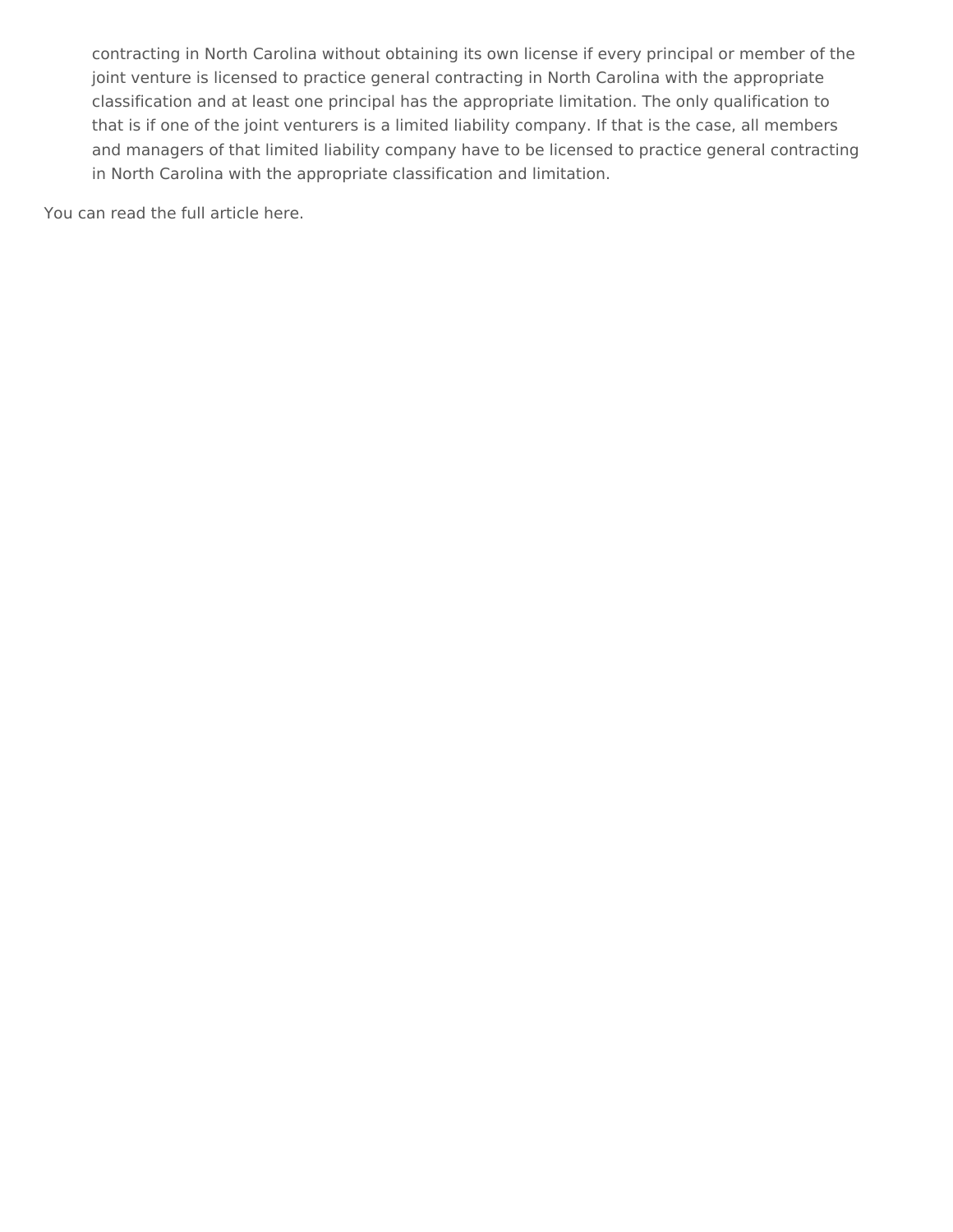> contracting in North Carolina without obtaining its own license if every principal or member of the joint venture is licensed to practice general contracting in North Carolina with the appropriate classification and at least one principal has the appropriate limitation. The only qualification to that is if one of the joint venturers is a limited liability company. If that is the case, all members and managers of that limited liability company have to be licensed to practice general contracting in North Carolina with the appropriate classification and limitation.

You can read the full article here.